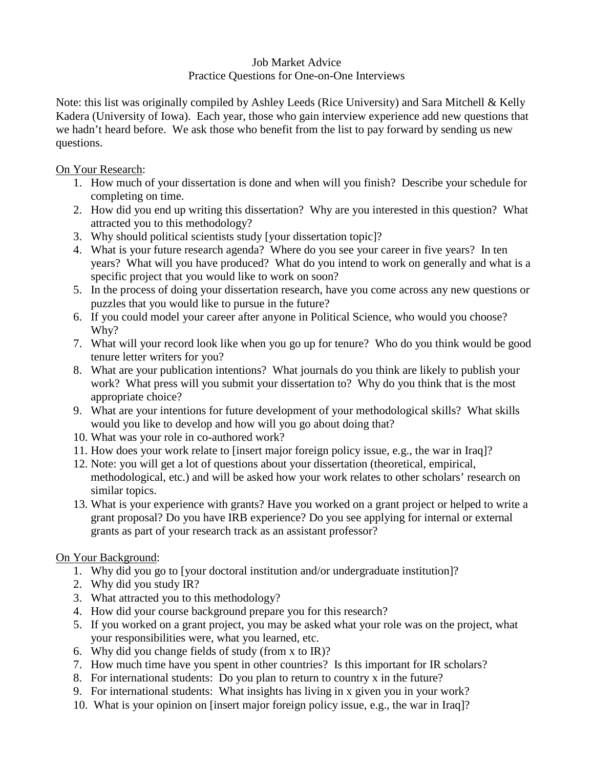# Job Market Advice
## Practice Questions for One-on-One Interviews

Note: this list was originally compiled by Ashley Leeds (Rice University) and Sara Mitchell & Kelly Kadera (University of Iowa). Each year, those who gain interview experience add new questions that we hadn't heard before. We ask those who benefit from the list to pay forward by sending us new questions.

<u>On Your Research</u>:

1. How much of your dissertation is done and when will you finish? Describe your schedule for completing on time.
2. How did you end up writing this dissertation? Why are you interested in this question? What attracted you to this methodology?
3. Why should political scientists study [your dissertation topic]?
4. What is your future research agenda? Where do you see your career in five years? In ten years? What will you have produced? What do you intend to work on generally and what is a specific project that you would like to work on soon?
5. In the process of doing your dissertation research, have you come across any new questions or puzzles that you would like to pursue in the future?
6. If you could model your career after anyone in Political Science, who would you choose? Why?
7. What will your record look like when you go up for tenure? Who do you think would be good tenure letter writers for you?
8. What are your publication intentions? What journals do you think are likely to publish your work? What press will you submit your dissertation to? Why do you think that is the most appropriate choice?
9. What are your intentions for future development of your methodological skills? What skills would you like to develop and how will you go about doing that?
10. What was your role in co-authored work?
11. How does your work relate to [insert major foreign policy issue, e.g., the war in Iraq]?
12. Note: you will get a lot of questions about your dissertation (theoretical, empirical, methodological, etc.) and will be asked how your work relates to other scholars' research on similar topics.
13. What is your experience with grants? Have you worked on a grant project or helped to write a grant proposal? Do you have IRB experience? Do you see applying for internal or external grants as part of your research track as an assistant professor?

<u>On Your Background</u>:

1. Why did you go to [your doctoral institution and/or undergraduate institution]?
2. Why did you study IR?
3. What attracted you to this methodology?
4. How did your course background prepare you for this research?
5. If you worked on a grant project, you may be asked what your role was on the project, what your responsibilities were, what you learned, etc.
6. Why did you change fields of study (from x to IR)?
7. How much time have you spent in other countries? Is this important for IR scholars?
8. For international students: Do you plan to return to country x in the future?
9. For international students: What insights has living in x given you in your work?
10. What is your opinion on [insert major foreign policy issue, e.g., the war in Iraq]?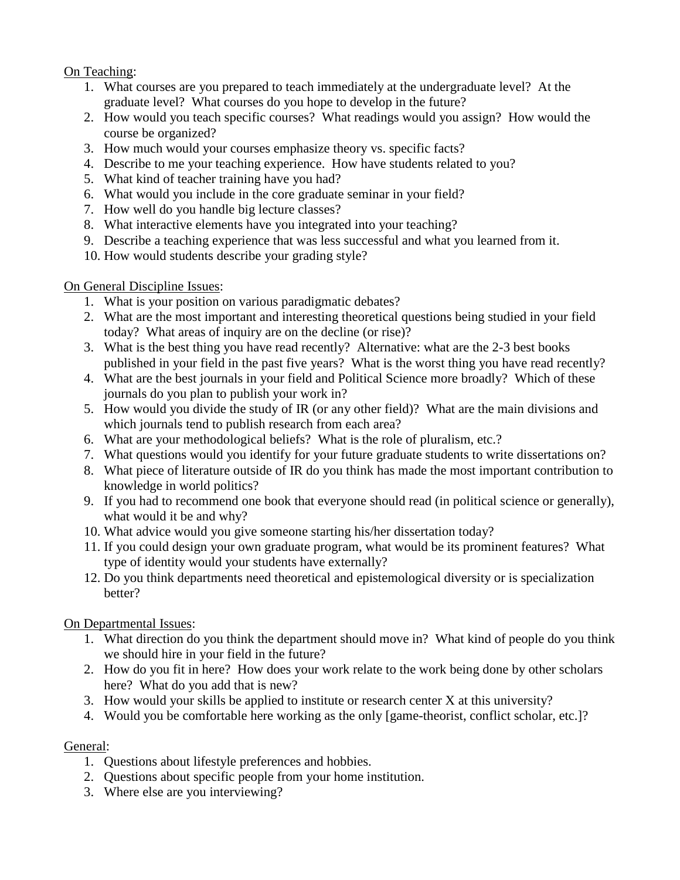<u>On Teaching</u>:

1. What courses are you prepared to teach immediately at the undergraduate level? At the graduate level? What courses do you hope to develop in the future?
2. How would you teach specific courses? What readings would you assign? How would the course be organized?
3. How much would your courses emphasize theory vs. specific facts?
4. Describe to me your teaching experience. How have students related to you?
5. What kind of teacher training have you had?
6. What would you include in the core graduate seminar in your field?
7. How well do you handle big lecture classes?
8. What interactive elements have you integrated into your teaching?
9. Describe a teaching experience that was less successful and what you learned from it.
10. How would students describe your grading style?

<u>On General Discipline Issues</u>:

1. What is your position on various paradigmatic debates?
2. What are the most important and interesting theoretical questions being studied in your field today? What areas of inquiry are on the decline (or rise)?
3. What is the best thing you have read recently? Alternative: what are the 2-3 best books published in your field in the past five years? What is the worst thing you have read recently?
4. What are the best journals in your field and Political Science more broadly? Which of these journals do you plan to publish your work in?
5. How would you divide the study of IR (or any other field)? What are the main divisions and which journals tend to publish research from each area?
6. What are your methodological beliefs? What is the role of pluralism, etc.?
7. What questions would you identify for your future graduate students to write dissertations on?
8. What piece of literature outside of IR do you think has made the most important contribution to knowledge in world politics?
9. If you had to recommend one book that everyone should read (in political science or generally), what would it be and why?
10. What advice would you give someone starting his/her dissertation today?
11. If you could design your own graduate program, what would be its prominent features? What type of identity would your students have externally?
12. Do you think departments need theoretical and epistemological diversity or is specialization better?

<u>On Departmental Issues</u>:

1. What direction do you think the department should move in? What kind of people do you think we should hire in your field in the future?
2. How do you fit in here? How does your work relate to the work being done by other scholars here? What do you add that is new?
3. How would your skills be applied to institute or research center X at this university?
4. Would you be comfortable here working as the only [game-theorist, conflict scholar, etc.]?

<u>General</u>:

1. Questions about lifestyle preferences and hobbies.
2. Questions about specific people from your home institution.
3. Where else are you interviewing?